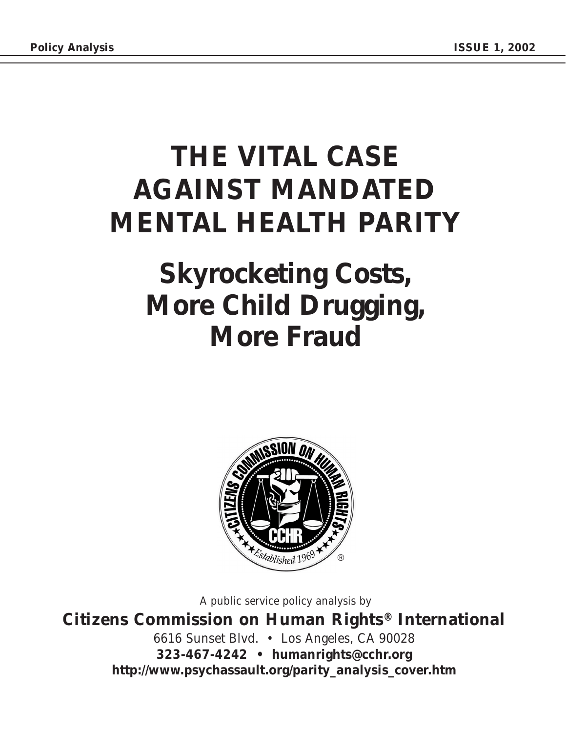Policy Analysis ISSUE 1, 2002

# THE VITAL CASE AGAINST MANDATED MENTAL HEALTH PARITY

## Skyrocketing Costs, More Child Drugging, More Fraud

A public service policy analysis by

**Citizens Commission on Human Rights® International**

6616 Sunset Blvd. • Los Angeles, CA 90028

**323-467-4242 • humanrights@cchr.org**

**http://www.psychassault.org/parity_analysis_cover.htm**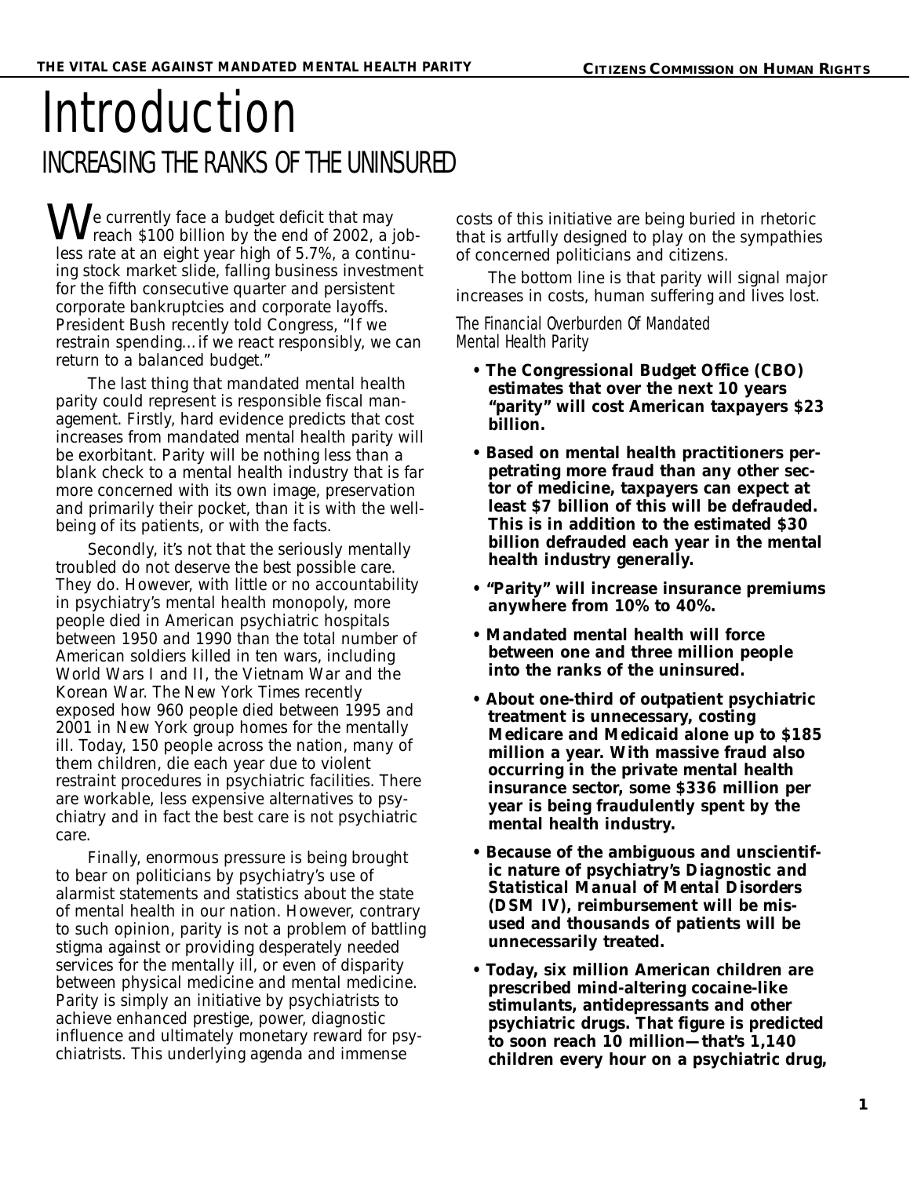# Introduction

## INCREASING THE RANKS OF THE UNINSURED

We currently face a budget deficit that may reach $100 billion by the end of 2002, a jobless rate at an eight year high of 5.7%, a continuing stock market slide, falling business investment for the fifth consecutive quarter and persistent corporate bankruptcies and corporate layoffs. President Bush recently told Congress, "If we restrain spending…if we react responsibly, we can return to a balanced budget."

The last thing that mandated mental health parity could represent is responsible fiscal management. Firstly, hard evidence predicts that cost increases from mandated mental health parity will be exorbitant. Parity will be nothing less than a blank check to a mental health industry that is far more concerned with its own image, preservation and primarily their pocket, than it is with the well-being of its patients, or with the facts.

Secondly, it's not that the seriously mentally troubled do not deserve the best possible care. They do. However, with little or no accountability in psychiatry's mental health monopoly, more people died in American psychiatric hospitals between 1950 and 1990 than the total number of American soldiers killed in ten wars, including World Wars I and II, the Vietnam War and the Korean War. The *New York Times* recently exposed how 960 people died between 1995 and 2001 in New York group homes for the mentally ill. Today, 150 people across the nation, many of them children, die each year due to violent restraint procedures in psychiatric facilities. There are workable, less expensive alternatives to psychiatry and in fact the best care is not psychiatric care.

Finally, enormous pressure is being brought to bear on politicians by psychiatry's use of alarmist statements and statistics about the state of mental health in our nation. However, contrary to such opinion, parity is not a problem of battling stigma against or providing desperately needed services for the mentally ill, or even of disparity between physical medicine and mental medicine. Parity is simply an initiative by psychiatrists to achieve enhanced prestige, power, diagnostic influence and ultimately monetary reward for psychiatrists. This underlying agenda and immense costs of this initiative are being buried in rhetoric that is artfully designed to play on the sympathies of concerned politicians and citizens.

The bottom line is that parity will signal major increases in costs, human suffering and lives lost.

### The Financial Overburden Of Mandated Mental Health Parity

- **The Congressional Budget Office (CBO) estimates that over the next 10 years "parity" will cost American taxpayers $23 billion.**
- **Based on mental health practitioners perpetrating more fraud than any other sector of medicine, taxpayers can expect at least $7 billion of this will be defrauded. This is in addition to the estimated $30 billion defrauded each year in the mental health industry generally.**
- **"Parity" will increase insurance premiums anywhere from 10% to 40%.**
- **Mandated mental health will force between one and three million people into the ranks of the uninsured.**
- **About one-third of outpatient psychiatric treatment is unnecessary, costing Medicare and Medicaid alone up to $185 million a year. With massive fraud also occurring in the private mental health insurance sector, some $336 million per year is being fraudulently spent by the mental health industry.**
- **Because of the ambiguous and unscientific nature of psychiatry's *Diagnostic and Statistical Manual of Mental Disorders* (DSM IV), reimbursement will be misused and thousands of patients will be unnecessarily treated.**
- **Today, six million American children are prescribed mind-altering cocaine-like stimulants, antidepressants and other psychiatric drugs. That figure is predicted to soon reach 10 million—that's 1,140 children every hour on a psychiatric drug,**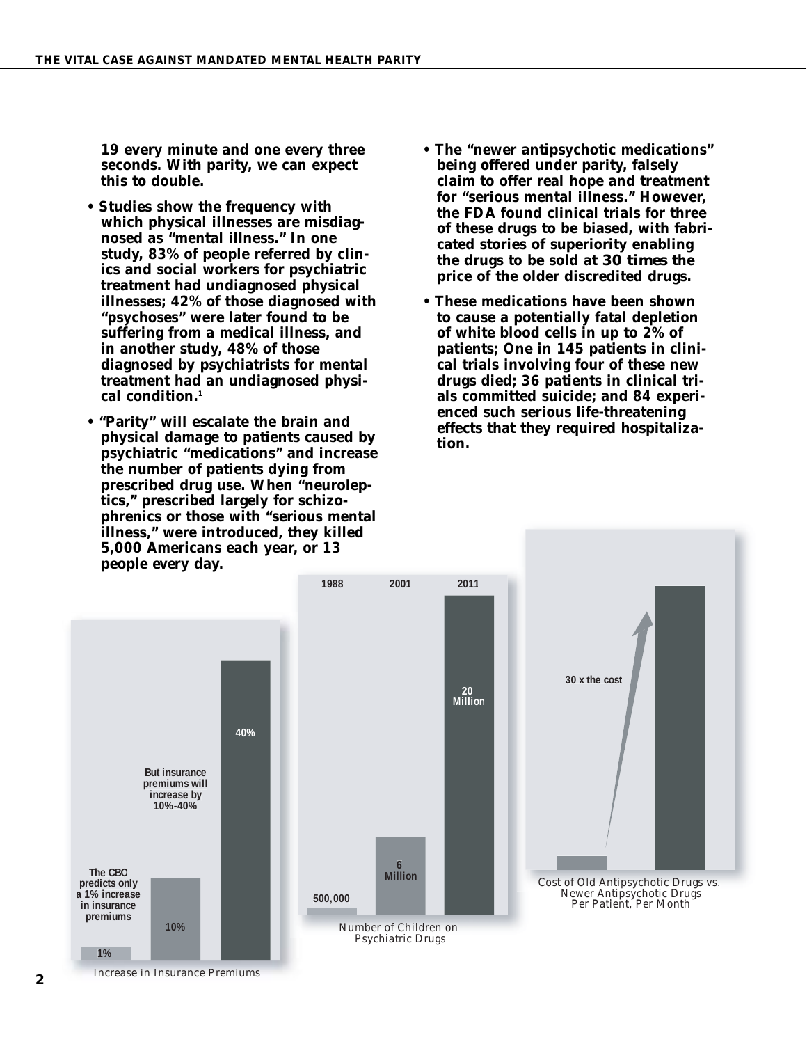**19 every minute and one every three seconds. With parity, we can expect this to double.**

- **Studies show the frequency with which physical illnesses are misdiagnosed as "mental illness." In one study, 83% of people referred by clinics and social workers for psychiatric treatment had undiagnosed physical illnesses; 42% of those diagnosed with "psychoses" were later found to be suffering from a medical illness, and in another study, 48% of those diagnosed by psychiatrists for mental treatment had an undiagnosed physical condition.[1]**

- **"Parity" will escalate the brain and physical damage to patients caused by psychiatric "medications" and increase the number of patients dying from prescribed drug use. When "neuroleptics," prescribed largely for schizophrenics or those with "serious mental illness," were introduced, they killed 5,000 Americans each year, or 13 people every day.**

- **The "newer antipsychotic medications" being offered under parity, falsely claim to offer real hope and treatment for "serious mental illness." However, the FDA found clinical trials for three of these drugs to be biased, with fabricated stories of superiority enabling the drugs to be sold at *30 times* the price of the older discredited drugs.**

- **These medications have been shown to cause a potentially fatal depletion of white blood cells in up to 2% of patients; One in 145 patients in clinical trials involving four of these new drugs died; 36 patients in clinical trials committed suicide; and 84 experienced such serious life-threatening effects that they required hospitalization.**

| Increase in Insurance Premiums | |
|---|---|
| The CBO predicts only a 1% increase in insurance premiums | 1% |
| But insurance premiums will increase by 10%-40% | 10% |
| | 40% |

| Number of Children on Psychiatric Drugs | |
|---|---|
| 1988 | 500,000 |
| 2001 | 6 Million |
| 2011 | 20 Million |

30 x the cost

Cost of Old Antipsychotic Drugs vs. Newer Antipsychotic Drugs Per Patient, Per Month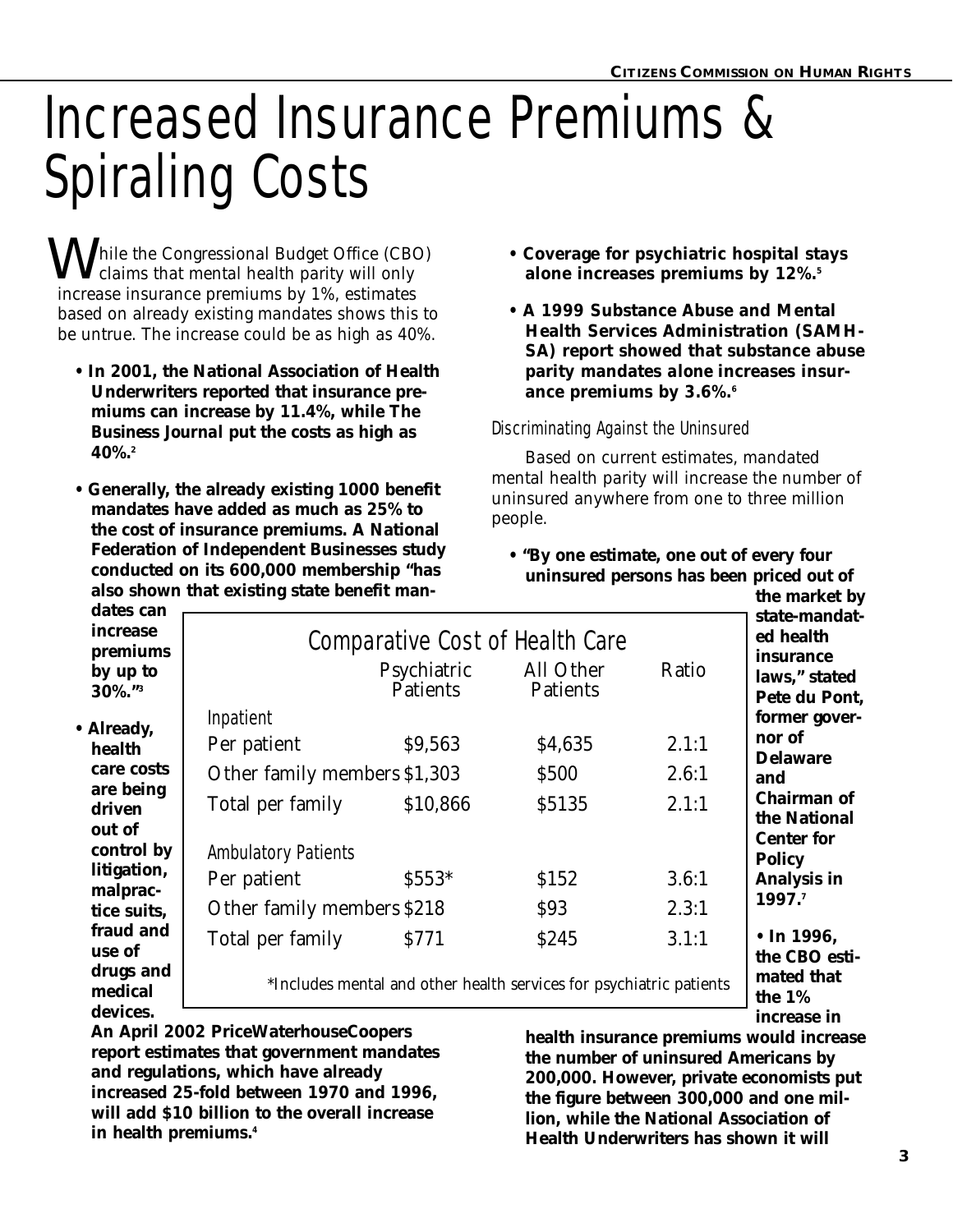# Increased Insurance Premiums & Spiraling Costs

While the Congressional Budget Office (CBO) claims that mental health parity will only increase insurance premiums by 1%, estimates based on already existing mandates shows this to be untrue. The increase could be as high as 40%.

- **In 2001, the National Association of Health Underwriters reported that insurance premiums can increase by 11.4%, while The Business Journal put the costs as high as 40%.[2]**
- **Generally, the already existing 1000 benefit mandates have added as much as 25% to the cost of insurance premiums. A National Federation of Independent Businesses study conducted on its 600,000 membership "has also shown that existing state benefit mandates can increase premiums by up to 30%."[3]**
- **Already, health care costs are being driven out of control by litigation, malpractice suits, fraud and use of drugs and medical devices. An April 2002 PriceWaterhouseCoopers report estimates that government mandates and regulations, which have already increased 25-fold between 1970 and 1996, will add $10 billion to the overall increase in health premiums.[4]**
- **Coverage for psychiatric hospital stays alone increases premiums by 12%.[5]**
- **A 1999 Substance Abuse and Mental Health Services Administration (SAMHSA) report showed that substance abuse parity mandates alone increases insurance premiums by 3.6%.[6]**

## Discriminating Against the Uninsured

Based on current estimates, mandated mental health parity will increase the number of uninsured anywhere from one to three million people.

- **"By one estimate, one out of every four uninsured persons has been priced out of the market by state-mandated health insurance laws," stated Pete du Pont, former governor of Delaware and Chairman of the National Center for Policy Analysis in 1997.[7]**
- **In 1996, the CBO estimated that the 1% increase in health insurance premiums would increase the number of uninsured Americans by 200,000. However, private economists put the figure between 300,000 and one million, while the National Association of Health Underwriters has shown it will**

### Comparative Cost of Health Care

| | Psychiatric Patients | All Other Patients | Ratio |
|---|---|---|---|
| *Inpatient* | | | |
| Per patient | $9,563 | $4,635 | 2.1:1 |
| Other family members | $1,303 | $500 | 2.6:1 |
| Total per family | $10,866 | $5135 | 2.1:1 |
| *Ambulatory Patients* | | | |
| Per patient | $553* | $152 | 3.6:1 |
| Other family members | $218 | $93 | 2.3:1 |
| Total per family | $771 | $245 | 3.1:1 |

*Includes mental and other health services for psychiatric patients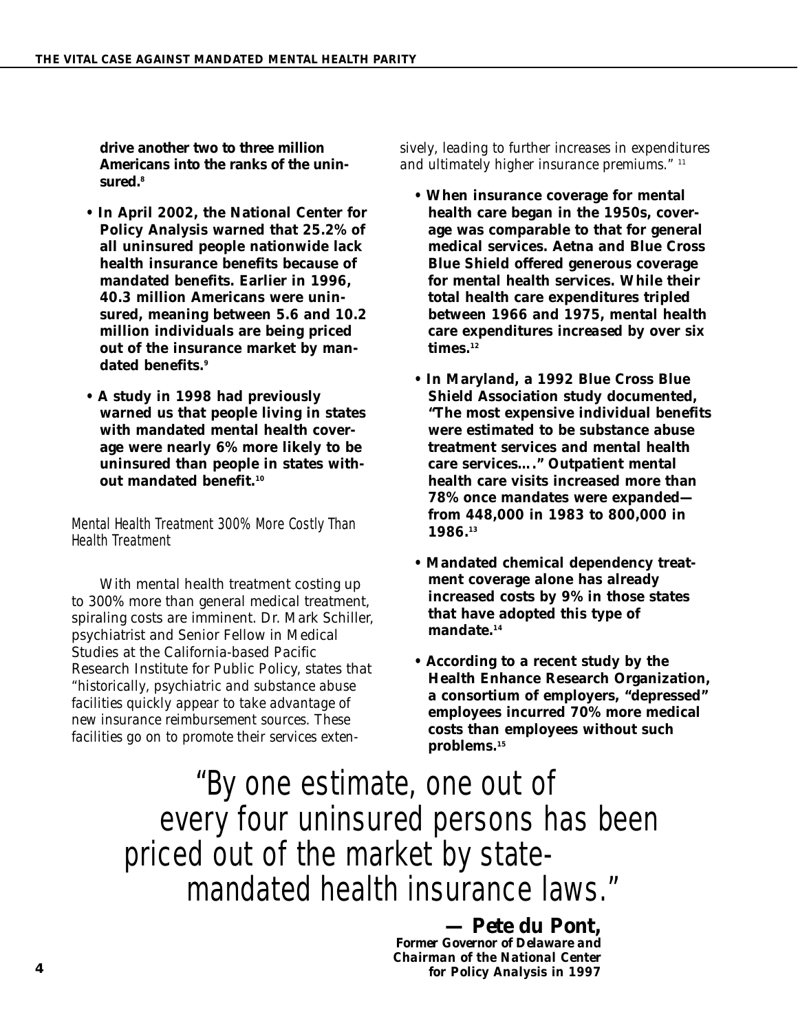**drive another two to three million Americans into the ranks of the uninsured.[8]**

- **In April 2002, the National Center for Policy Analysis warned that 25.2% of all uninsured people nationwide lack health insurance benefits because of mandated benefits. Earlier in 1996, 40.3 million Americans were uninsured, meaning between 5.6 and 10.2 million individuals are being priced out of the insurance market by mandated benefits.[9]**

- **A study in 1998 had previously warned us that people living in states with mandated mental health coverage were nearly 6% more likely to be uninsured than people in states without mandated benefit.[10]**

### *Mental Health Treatment 300% More Costly Than Health Treatment*

With mental health treatment costing up to 300% more than general medical treatment, spiraling costs are imminent. Dr. Mark Schiller, psychiatrist and Senior Fellow in Medical Studies at the California-based Pacific Research Institute for Public Policy, states that *"historically, psychiatric and substance abuse facilities quickly appear to take advantage of new insurance reimbursement sources. These facilities go on to promote their services extensively, leading to further increases in expenditures and ultimately higher insurance premiums."* [11]

- **When insurance coverage for mental health care began in the 1950s, coverage was comparable to that for general medical services. Aetna and Blue Cross Blue Shield offered generous coverage for mental health services. While their total health care expenditures tripled between 1966 and 1975, mental health care expenditures increased by over six times.[12]**

- **In Maryland, a 1992 Blue Cross Blue Shield Association study documented, "The most expensive individual benefits were estimated to be substance abuse treatment services and mental health care services…." Outpatient mental health care visits increased more than 78% once mandates were expanded—from 448,000 in 1983 to 800,000 in 1986.[13]**

- **Mandated chemical dependency treatment coverage alone has already increased costs by 9% in those states that have adopted this type of mandate.[14]**

- **According to a recent study by the Health Enhance Research Organization, a consortium of employers, "depressed" employees incurred 70% more medical costs than employees without such problems.[15]**

> "By one estimate, one out of every four uninsured persons has been priced out of the market by state-mandated health insurance laws."
>
> **— Pete du Pont,**
> ***Former Governor of Delaware and Chairman of the National Center for Policy Analysis in 1997***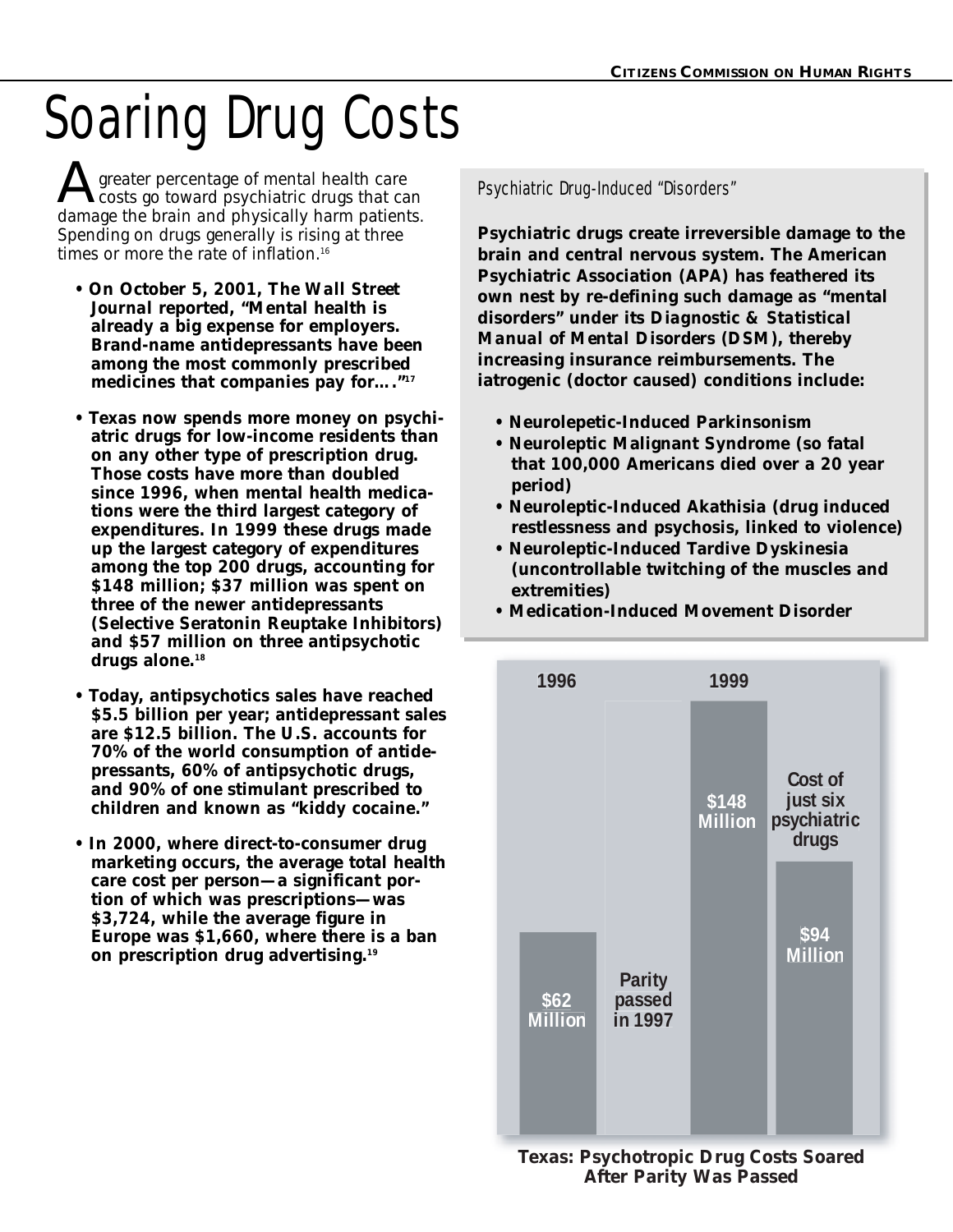# Soaring Drug Costs

A greater percentage of mental health care costs go toward psychiatric drugs that can damage the brain and physically harm patients. Spending on drugs generally is rising at three times or more the rate of inflation.[16]

- **On October 5, 2001, *The Wall Street Journal* reported, "Mental health is already a big expense for employers. Brand-name antidepressants have been among the most commonly prescribed medicines that companies pay for…."[17]**
- **Texas now spends more money on psychiatric drugs for low-income residents than on any other type of prescription drug. Those costs have more than doubled since 1996, when mental health medications were the third largest category of expenditures. In 1999 these drugs made up the largest category of expenditures among the top 200 drugs, accounting for $148 million; $37 million was spent on three of the newer antidepressants (Selective Seratonin Reuptake Inhibitors) and $57 million on three antipsychotic drugs alone.[18]**
- **Today, antipsychotics sales have reached $5.5 billion per year; antidepressant sales are $12.5 billion. The U.S. accounts for 70% of the world consumption of antidepressants, 60% of antipsychotic drugs, and 90% of one stimulant prescribed to children and known as "kiddy cocaine."**
- **In 2000, where direct-to-consumer drug marketing occurs, the average total health care cost per person—a significant portion of which was prescriptions—was $3,724, while the average figure in Europe was $1,660, where there is a ban on prescription drug advertising.[19]**

*Psychiatric Drug-Induced "Disorders"*

**Psychiatric drugs create irreversible damage to the brain and central nervous system. The American Psychiatric Association (APA) has feathered its own nest by re-defining such damage as "mental disorders" under its *Diagnostic & Statistical Manual of Mental Disorders* (DSM), thereby increasing insurance reimbursements. The iatrogenic (doctor caused) conditions include:**

- **Neurolepetic-Induced Parkinsonism**
- **Neuroleptic Malignant Syndrome (so fatal that 100,000 Americans died over a 20 year period)**
- **Neuroleptic-Induced Akathisia (drug induced restlessness and psychosis, linked to violence)**
- **Neuroleptic-Induced Tardive Dyskinesia (uncontrollable twitching of the muscles and extremities)**
- **Medication-Induced Movement Disorder**

| 1996 | | 1999 | |
|---|---|---|---|
| $62 Million | Parity passed in 1997 | $148 Million | Cost of just six psychiatric drugs: $94 Million |

**Texas: Psychotropic Drug Costs Soared After Parity Was Passed**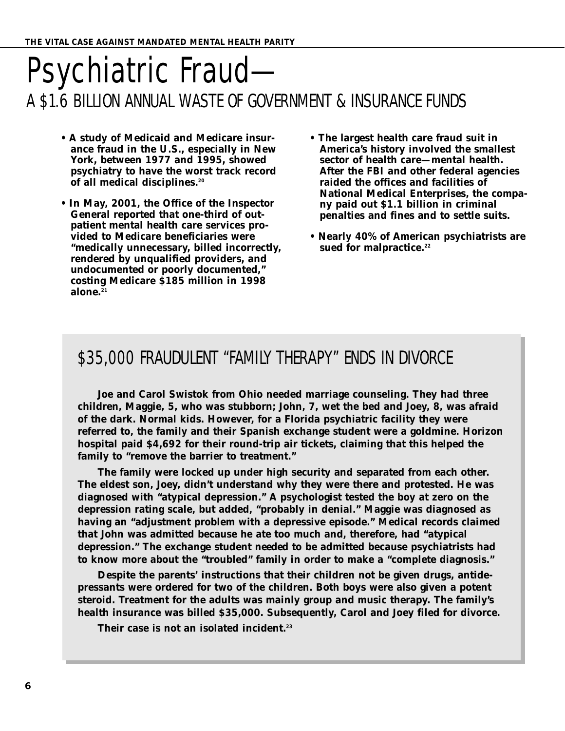# Psychiatric Fraud—

## A $1.6 BILLION ANNUAL WASTE OF GOVERNMENT & INSURANCE FUNDS

- **A study of Medicaid and Medicare insurance fraud in the U.S., especially in New York, between 1977 and 1995, showed psychiatry to have the worst track record of all medical disciplines.[20]**
- **In May, 2001, the Office of the Inspector General reported that one-third of outpatient mental health care services provided to Medicare beneficiaries were "medically unnecessary, billed incorrectly, rendered by unqualified providers, and undocumented or poorly documented," costing Medicare $185 million in 1998 alone.[21]**
- **The largest health care fraud suit in America's history involved the smallest sector of health care—mental health. After the FBI and other federal agencies raided the offices and facilities of National Medical Enterprises, the company paid out $1.1 billion in criminal penalties and fines and to settle suits.**
- **Nearly 40% of American psychiatrists are sued for malpractice.[22]**

## $35,000 FRAUDULENT "FAMILY THERAPY" ENDS IN DIVORCE

**Joe and Carol Swistok from Ohio needed marriage counseling. They had three children, Maggie, 5, who was stubborn; John, 7, wet the bed and Joey, 8, was afraid of the dark. Normal kids. However, for a Florida psychiatric facility they were referred to, the family and their Spanish exchange student were a goldmine. Horizon hospital paid $4,692 for their round-trip air tickets, claiming that this helped the family to "remove the barrier to treatment."**

**The family were locked up under high security and separated from each other. The eldest son, Joey, didn't understand why they were there and protested. He was diagnosed with "atypical depression." A psychologist tested the boy at zero on the depression rating scale, but added, "probably in denial." Maggie was diagnosed as having an "adjustment problem with a depressive episode." Medical records claimed that John was admitted because he ate too much and, therefore, had "atypical depression." The exchange student needed to be admitted because psychiatrists had to know more about the "troubled" family in order to make a "complete diagnosis."**

**Despite the parents' instructions that their children not be given drugs, antidepressants were ordered for two of the children. Both boys were also given a potent steroid. Treatment for the adults was mainly group and music therapy. The family's health insurance was billed $35,000. Subsequently, Carol and Joey filed for divorce.**

**Their case is not an isolated incident.[23]**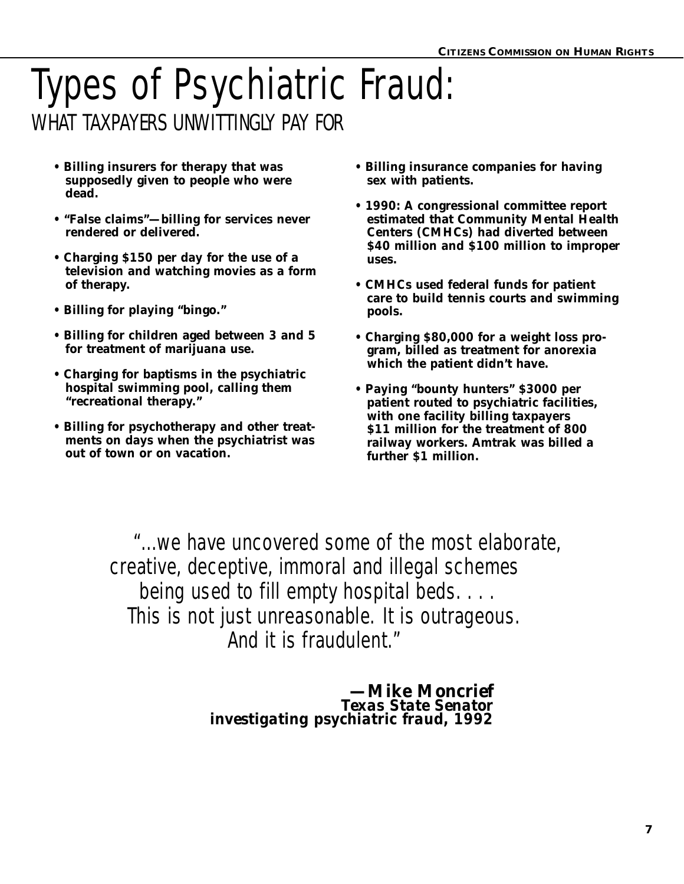# Types of Psychiatric Fraud:

## WHAT TAXPAYERS UNWITTINGLY PAY FOR

- **Billing insurers for therapy that was supposedly given to people who were dead.**
- **"False claims"—billing for services never rendered or delivered.**
- **Charging $150 per day for the use of a television and watching movies as a form of therapy.**
- **Billing for playing "bingo."**
- **Billing for children aged between 3 and 5 for treatment of marijuana use.**
- **Charging for baptisms in the psychiatric hospital swimming pool, calling them "recreational therapy."**
- **Billing for psychotherapy and other treatments on days when the psychiatrist was out of town or on vacation.**
- **Billing insurance companies for having sex with patients.**
- **1990: A congressional committee report estimated that Community Mental Health Centers (CMHCs) had diverted between $40 million and $100 million to improper uses.**
- **CMHCs used federal funds for patient care to build tennis courts and swimming pools.**
- **Charging $80,000 for a weight loss program, billed as treatment for anorexia which the patient didn't have.**
- **Paying "bounty hunters" $3000 per patient routed to psychiatric facilities, with one facility billing taxpayers $11 million for the treatment of 800 railway workers. Amtrak was billed a further $1 million.**

> *"...we have uncovered some of the most elaborate, creative, deceptive, immoral and illegal schemes being used to fill empty hospital beds. . . . This is not just unreasonable. It is outrageous. And it is fraudulent."*
>
> **—Mike Moncrief**
> ***Texas State Senator***
> ***investigating psychiatric fraud, 1992***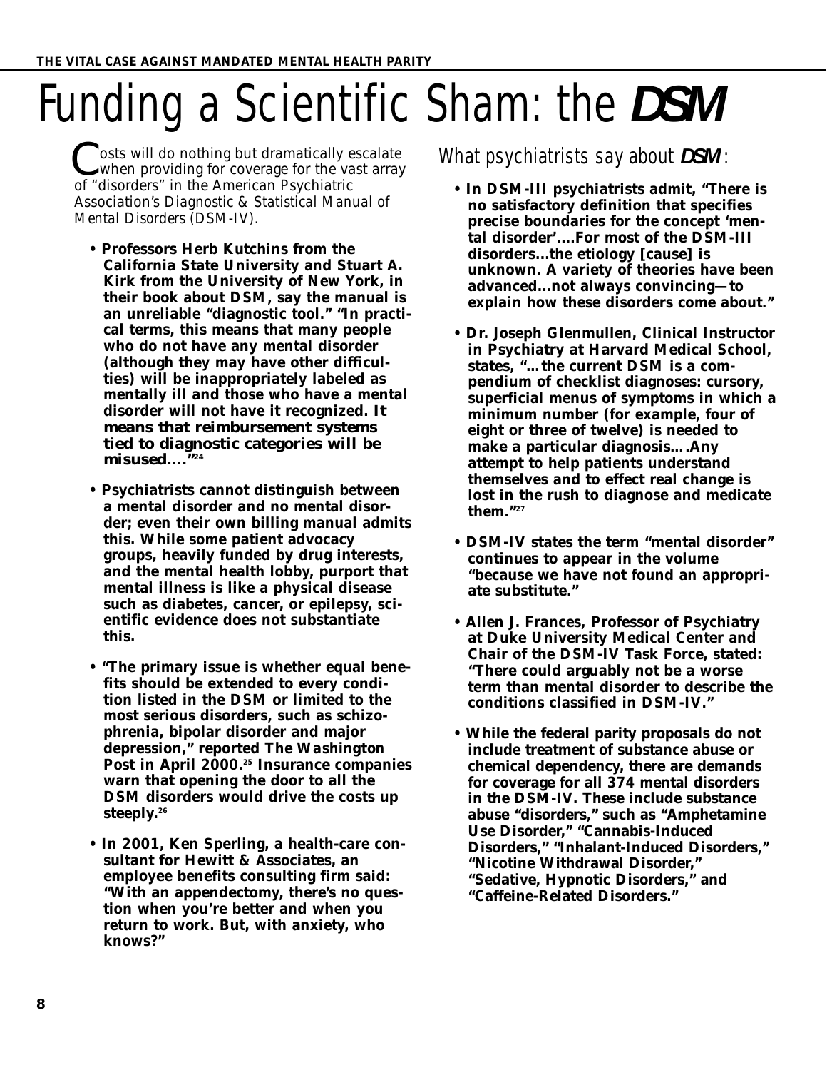# Funding a Scientific Sham: the *DSM*

*Costs will do nothing but dramatically escalate when providing for coverage for the vast array of "disorders" in the American Psychiatric Association's Diagnostic & Statistical Manual of Mental Disorders (DSM-IV).*

- **Professors Herb Kutchins from the California State University and Stuart A. Kirk from the University of New York, in their book about DSM, say the manual is an unreliable "diagnostic tool." "In practical terms, this means that many people who do not have any mental disorder (although they may have other difficulties) will be inappropriately labeled as mentally ill and those who have a mental disorder will not have it recognized. It means that reimbursement systems tied to diagnostic categories will be misused...."[24]**

- **Psychiatrists cannot distinguish between a mental disorder and no mental disorder; even their own billing manual admits this. While some patient advocacy groups, heavily funded by drug interests, and the mental health lobby, purport that mental illness is like a physical disease such as diabetes, cancer, or epilepsy, scientific evidence does not substantiate this.**

- **"The primary issue is whether equal benefits should be extended to every condition listed in the DSM or limited to the most serious disorders, such as schizophrenia, bipolar disorder and major depression," reported *The Washington Post* in April 2000.[25] Insurance companies warn that opening the door to all the DSM disorders would drive the costs up steeply.[26]**

- **In 2001, Ken Sperling, a health-care consultant for Hewitt & Associates, an employee benefits consulting firm said: "With an appendectomy, there's no question when you're better and when you return to work. But, with anxiety, who knows?"**

## What psychiatrists say about *DSM*:

- **In DSM-III psychiatrists admit, "There is no satisfactory definition that specifies precise boundaries for the concept 'mental disorder'....For most of the DSM-III disorders...the etiology [cause] is unknown. A variety of theories have been advanced...not always convincing—to explain how these disorders come about."**

- **Dr. Joseph Glenmullen, Clinical Instructor in Psychiatry at Harvard Medical School, states, "...the current DSM is a compendium of checklist diagnoses: cursory, superficial menus of symptoms in which a minimum number (for example, four of eight or three of twelve) is needed to make a particular diagnosis....Any attempt to help patients understand themselves and to effect real change is lost in the rush to diagnose and medicate them."[27]**

- **DSM-IV states the term "mental disorder" continues to appear in the volume "because we have not found an appropriate substitute."**

- **Allen J. Frances, Professor of Psychiatry at Duke University Medical Center and Chair of the DSM-IV Task Force, stated: "There could arguably not be a worse term than mental disorder to describe the conditions classified in DSM-IV."**

- **While the federal parity proposals do not include treatment of substance abuse or chemical dependency, there are demands for coverage for all 374 mental disorders in the DSM-IV. These include substance abuse "disorders," such as "Amphetamine Use Disorder," "Cannabis-Induced Disorders," "Inhalant-Induced Disorders," "Nicotine Withdrawal Disorder," "Sedative, Hypnotic Disorders," and "Caffeine-Related Disorders."**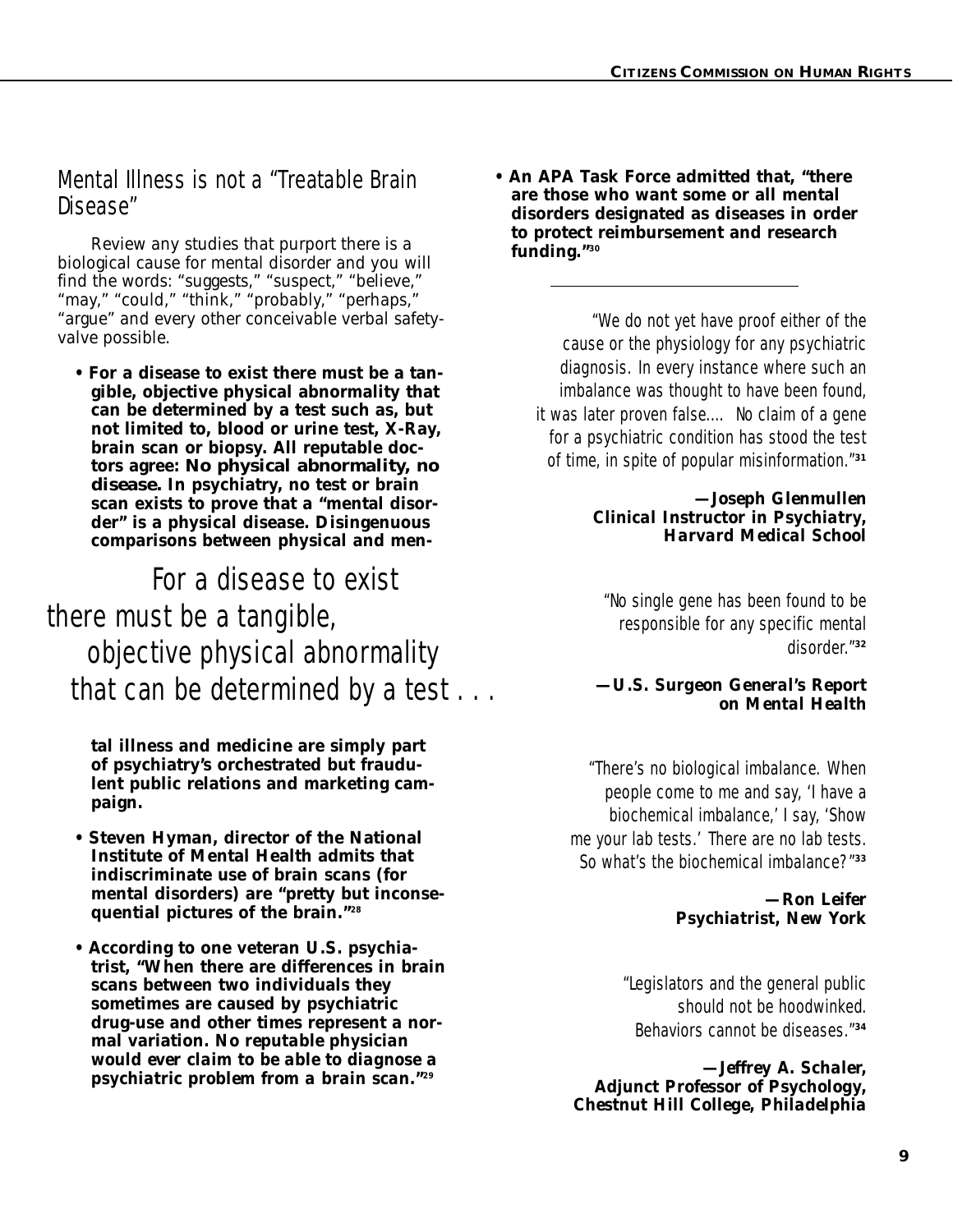## Mental Illness is not a "Treatable Brain Disease"

Review any studies that purport there is a biological cause for mental disorder and you will find the words: "suggests," "suspect," "believe," "may," "could," "think," "probably," "perhaps," "argue" and every other conceivable verbal safety-valve possible.

- **For a disease to exist there must be a tangible, objective physical abnormality that can be determined by a test such as, but not limited to, blood or urine test, X-Ray, brain scan or biopsy. All reputable doctors agree: No physical abnormality, no disease. In psychiatry, no test or brain scan exists to prove that a "mental disorder" is a physical disease. Disingenuous comparisons between physical and mental illness and medicine are simply part of psychiatry's orchestrated but fraudulent public relations and marketing campaign.**

For a disease to exist there must be a tangible, objective physical abnormality that can be determined by a test . . .

- **Steven Hyman, director of the National Institute of Mental Health admits that indiscriminate use of brain scans (for mental disorders) are "pretty but inconsequential pictures of the brain."[28]**

- **According to one veteran U.S. psychiatrist, "When there are differences in brain scans between two individuals they sometimes are caused by psychiatric drug-use and other times represent a normal variation. No reputable physician would ever claim to be able to diagnose a psychiatric problem from a brain scan."[29]**

- **An APA Task Force admitted that, "there are those who want some or all mental disorders designated as diseases in order to protect reimbursement and research funding."[30]**

---

"We do not yet have proof either of the cause or the physiology for any psychiatric diagnosis. In every instance where such an imbalance was thought to have been found, it was later proven false.... No claim of a gene for a psychiatric condition has stood the test of time, in spite of popular misinformation."[31]

**—Joseph Glenmullen**
**Clinical Instructor in Psychiatry, Harvard Medical School**

"No single gene has been found to be responsible for any specific mental disorder."[32]

**—U.S. Surgeon General's Report on Mental Health**

"There's no biological imbalance. When people come to me and say, 'I have a biochemical imbalance,' I say, 'Show me your lab tests.' There are no lab tests. So what's the biochemical imbalance?"[33]

**—Ron Leifer**
**Psychiatrist, New York**

"Legislators and the general public should not be hoodwinked. Behaviors cannot be diseases."[34]

**—Jeffrey A. Schaler,**
**Adjunct Professor of Psychology, Chestnut Hill College, Philadelphia**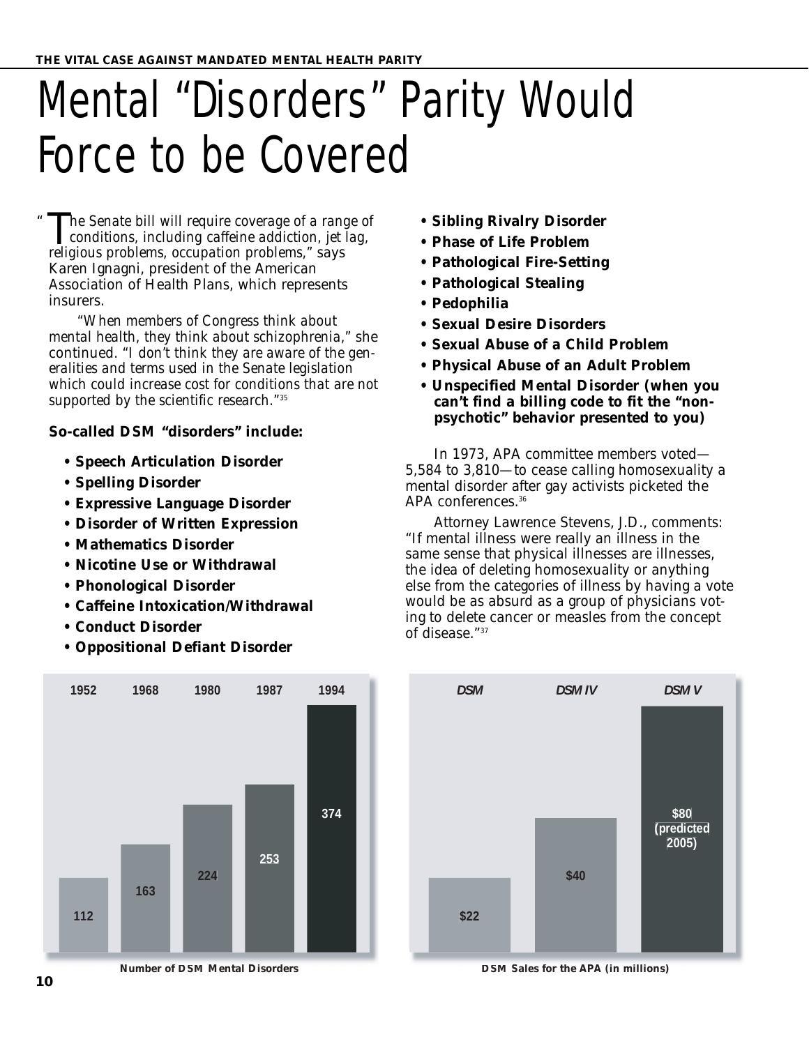# Mental "Disorders" Parity Would Force to be Covered

"The Senate bill will require coverage of a range of conditions, including caffeine addiction, jet lag, religious problems, occupation problems," says Karen Ignagni, president of the American Association of Health Plans, which represents insurers.

*"When members of Congress think about mental health, they think about schizophrenia," she continued. "I don't think they are aware of the generalities and terms used in the Senate legislation which could increase cost for conditions that are not supported by the scientific research."*[35]

**So-called DSM "disorders" include:**

- **Speech Articulation Disorder**
- **Spelling Disorder**
- **Expressive Language Disorder**
- **Disorder of Written Expression**
- **Mathematics Disorder**
- **Nicotine Use or Withdrawal**
- **Phonological Disorder**
- **Caffeine Intoxication/Withdrawal**
- **Conduct Disorder**
- **Oppositional Defiant Disorder**
- **Sibling Rivalry Disorder**
- **Phase of Life Problem**
- **Pathological Fire-Setting**
- **Pathological Stealing**
- **Pedophilia**
- **Sexual Desire Disorders**
- **Sexual Abuse of a Child Problem**
- **Physical Abuse of an Adult Problem**
- **Unspecified Mental Disorder (when you can't find a billing code to fit the "non-psychotic" behavior presented to you)**

In 1973, APA committee members voted—5,584 to 3,810—to cease calling homosexuality a mental disorder after gay activists picketed the APA conferences.[36]

Attorney Lawrence Stevens, J.D., comments: "If mental illness were really an illness in the same sense that physical illnesses are illnesses, the idea of deleting homosexuality or anything else from the categories of illness by having a vote would be as absurd as a group of physicians voting to delete cancer or measles from the concept of disease."[37]

| 1952 | 1968 | 1980 | 1987 | 1994 |
|---|---|---|---|---|
| 112 | 163 | 224 | 253 | 374 |

**Number of DSM Mental Disorders**

| DSM | DSM IV | DSM V |
|---|---|---|
| $22 | $40 | $80 (predicted 2005) |

**DSM Sales for the APA (in millions)**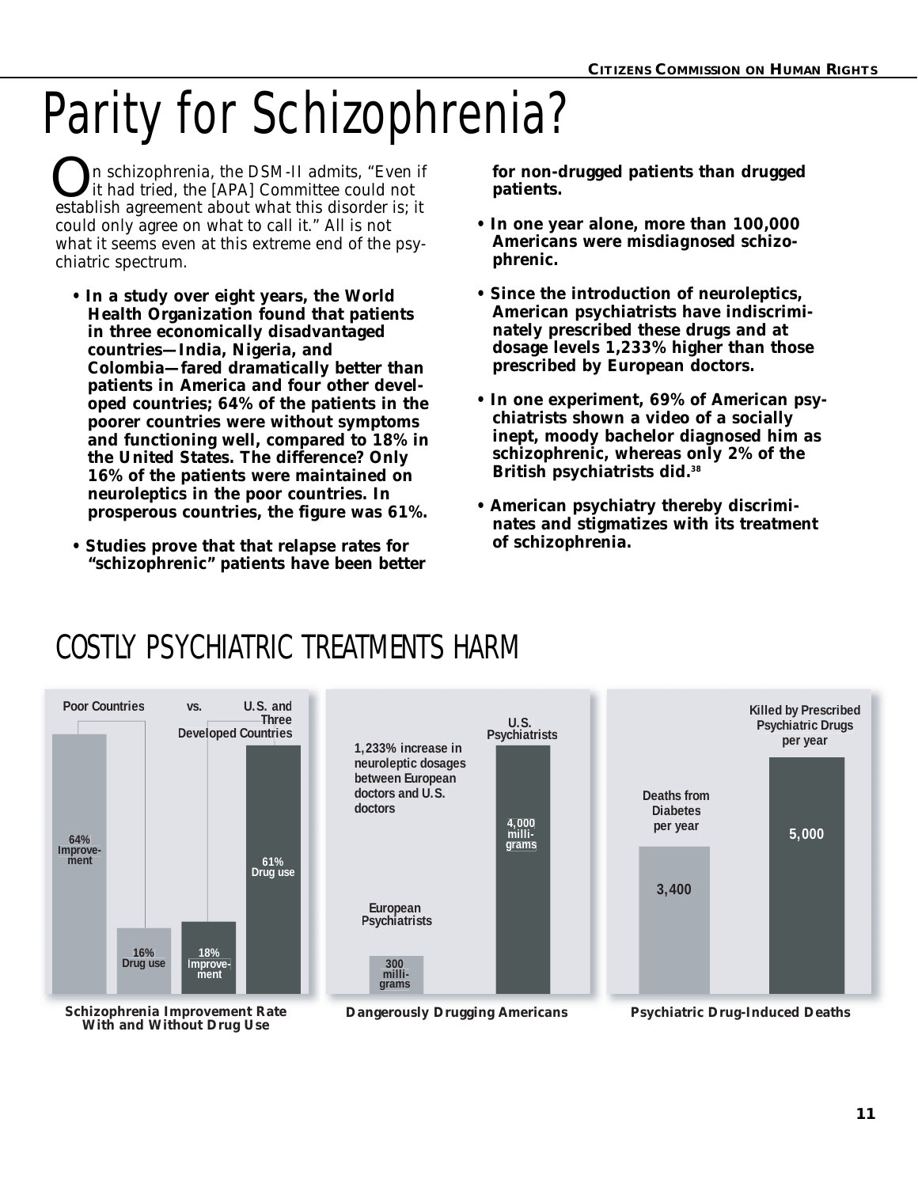# Parity for Schizophrenia?

On schizophrenia, the DSM-II admits, "Even if it had tried, the [APA] Committee could not establish agreement about what this disorder is; it could only agree on what to call it." All is not what it seems even at this extreme end of the psychiatric spectrum.

- **In a study over eight years, the World Health Organization found that patients in three economically disadvantaged countries—India, Nigeria, and Colombia—fared dramatically better than patients in America and four other developed countries; 64% of the patients in the poorer countries were without symptoms and functioning well, compared to 18% in the United States. The difference? Only 16% of the patients were maintained on neuroleptics in the poor countries. In prosperous countries, the figure was 61%.**
- **Studies prove that that relapse rates for "schizophrenic" patients have been better for non-drugged patients than drugged patients.**
- **In one year alone, more than 100,000 Americans were misdiagnosed schizophrenic.**
- **Since the introduction of neuroleptics, American psychiatrists have indiscriminately prescribed these drugs and at dosage levels 1,233% higher than those prescribed by European doctors.**
- **In one experiment, 69% of American psychiatrists shown a video of a socially inept, moody bachelor diagnosed him as schizophrenic, whereas only 2% of the British psychiatrists did.[38]**
- **American psychiatry thereby discriminates and stigmatizes with its treatment of schizophrenia.**

## COSTLY PSYCHIATRIC TREATMENTS HARM

| Poor Countries | | vs. U.S. and Three Developed Countries | |
|---|---|---|---|
| 64% Improvement | 16% Drug use | 18% Improvement | 61% Drug use |

**Schizophrenia Improvement Rate With and Without Drug Use**

1,233% increase in neuroleptic dosages between European doctors and U.S. doctors

| European Psychiatrists | U.S. Psychiatrists |
|---|---|
| 300 milligrams | 4,000 milligrams |

**Dangerously Drugging Americans**

| Deaths from Diabetes per year | Killed by Prescribed Psychiatric Drugs per year |
|---|---|
| 3,400 | 5,000 |

**Psychiatric Drug-Induced Deaths**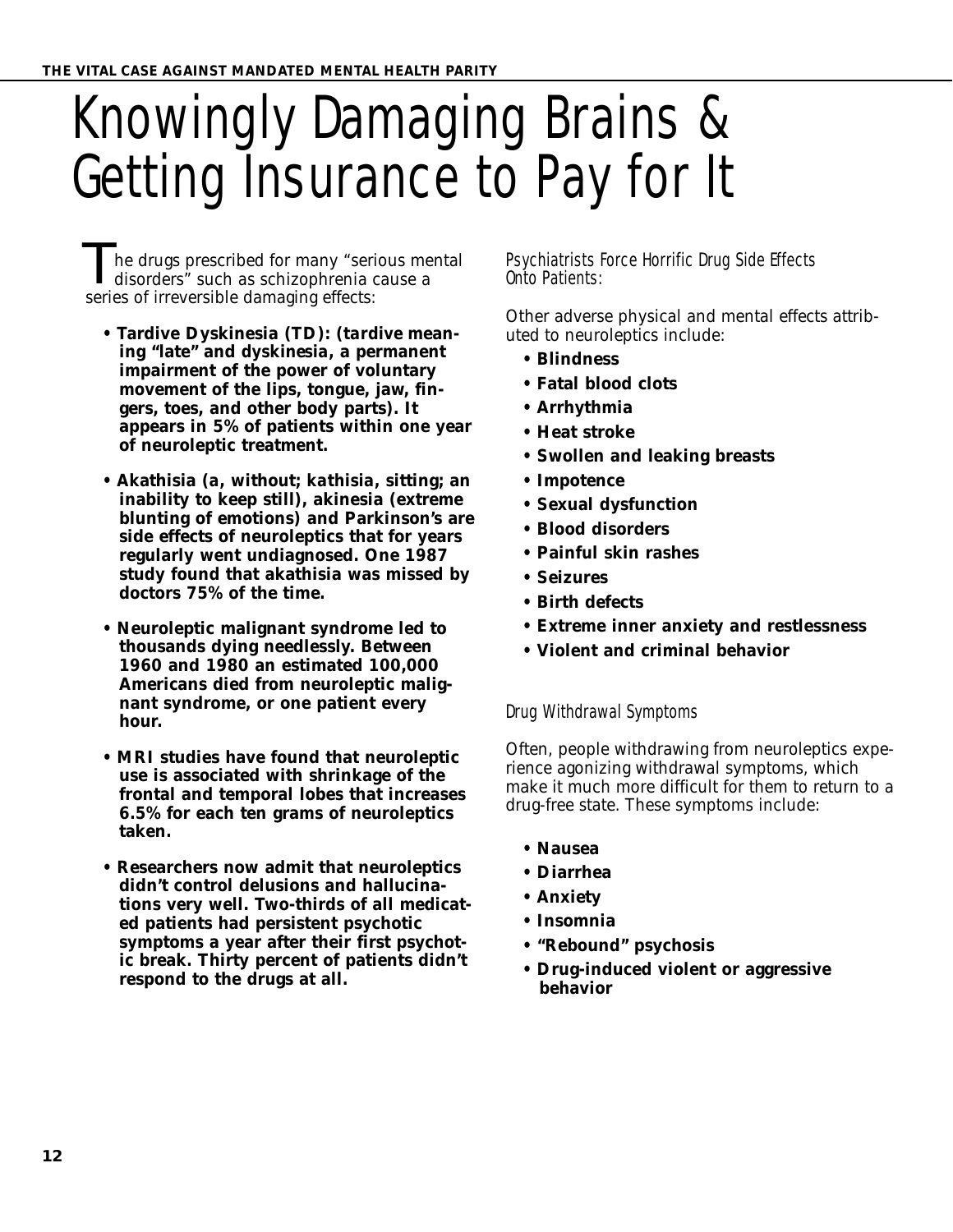# Knowingly Damaging Brains & Getting Insurance to Pay for It

The drugs prescribed for many "serious mental disorders" such as schizophrenia cause a series of irreversible damaging effects:

- **Tardive Dyskinesia (TD): (tardive meaning "late" and dyskinesia, a permanent impairment of the power of voluntary movement of the lips, tongue, jaw, fingers, toes, and other body parts). It appears in 5% of patients within one year of neuroleptic treatment.**

- **Akathisia (a, without; kathisia, sitting; an inability to keep still), akinesia (extreme blunting of emotions) and Parkinson's are side effects of neuroleptics that for years regularly went undiagnosed. One 1987 study found that akathisia was missed by doctors 75% of the time.**

- **Neuroleptic malignant syndrome led to thousands dying needlessly. Between 1960 and 1980 an estimated 100,000 Americans died from neuroleptic malignant syndrome, or one patient every hour.**

- **MRI studies have found that neuroleptic use is associated with shrinkage of the frontal and temporal lobes that increases 6.5% for each ten grams of neuroleptics taken.**

- **Researchers now admit that neuroleptics didn't control delusions and hallucinations very well. Two-thirds of all medicated patients had persistent psychotic symptoms a year after their first psychotic break. Thirty percent of patients didn't respond to the drugs at all.**

*Psychiatrists Force Horrific Drug Side Effects Onto Patients:*

Other adverse physical and mental effects attributed to neuroleptics include:

- **Blindness**
- **Fatal blood clots**
- **Arrhythmia**
- **Heat stroke**
- **Swollen and leaking breasts**
- **Impotence**
- **Sexual dysfunction**
- **Blood disorders**
- **Painful skin rashes**
- **Seizures**
- **Birth defects**
- **Extreme inner anxiety and restlessness**
- **Violent and criminal behavior**

*Drug Withdrawal Symptoms*

Often, people withdrawing from neuroleptics experience agonizing withdrawal symptoms, which make it much more difficult for them to return to a drug-free state. These symptoms include:

- **Nausea**
- **Diarrhea**
- **Anxiety**
- **Insomnia**
- **"Rebound" psychosis**
- **Drug-induced violent or aggressive behavior**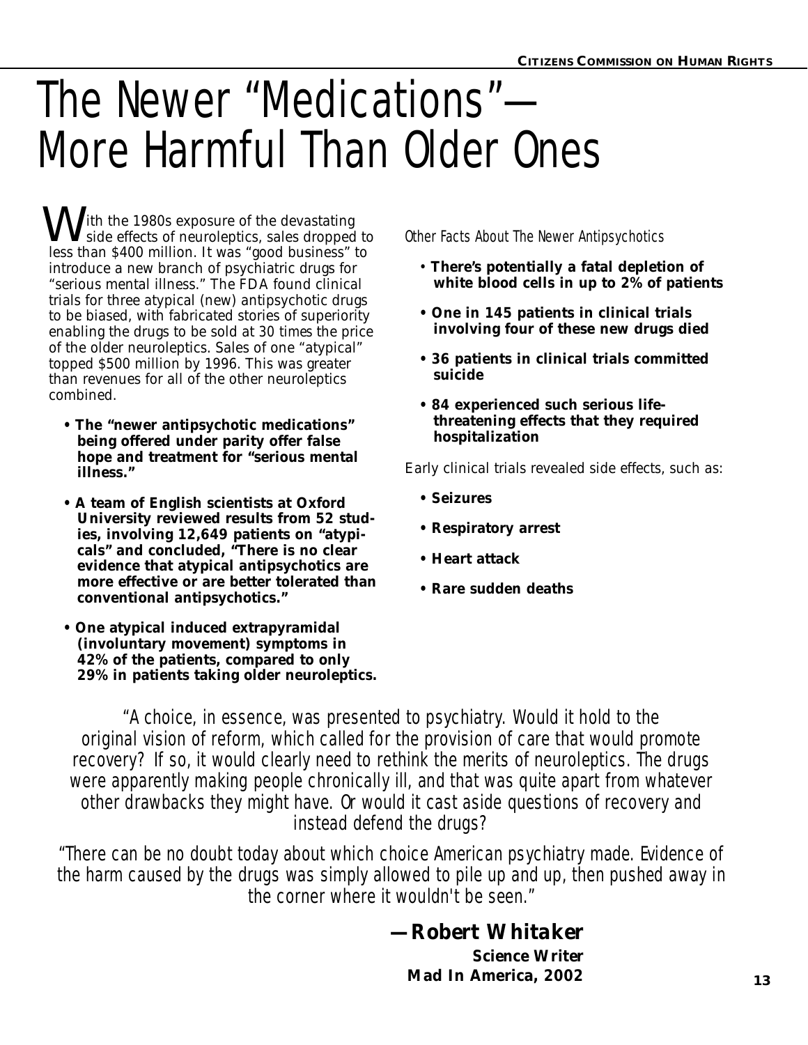# The Newer "Medications"— More Harmful Than Older Ones

With the 1980s exposure of the devastating side effects of neuroleptics, sales dropped to less than $400 million. It was "good business" to introduce a new branch of psychiatric drugs for "serious mental illness." The FDA found clinical trials for three atypical (new) antipsychotic drugs to be biased, with fabricated stories of superiority enabling the drugs to be sold at 30 times the price of the older neuroleptics. Sales of one "atypical" topped $500 million by 1996. This was greater than revenues for all of the other neuroleptics combined.

- **The "newer antipsychotic medications" being offered under parity offer false hope and treatment for "serious mental illness."**
- **A team of English scientists at Oxford University reviewed results from 52 studies, involving 12,649 patients on "atypicals" and concluded, "There is no clear evidence that atypical antipsychotics are more effective or are better tolerated than conventional antipsychotics."**
- **One atypical induced extrapyramidal (involuntary movement) symptoms in 42% of the patients, compared to only 29% in patients taking older neuroleptics.**

*Other Facts About The Newer Antipsychotics*

- **There's potentially a fatal depletion of white blood cells in up to 2% of patients**
- **One in 145 patients in clinical trials involving four of these new drugs died**
- **36 patients in clinical trials committed suicide**
- **84 experienced such serious life-threatening effects that they required hospitalization**

Early clinical trials revealed side effects, such as:

- **Seizures**
- **Respiratory arrest**
- **Heart attack**
- **Rare sudden deaths**

*"A choice, in essence, was presented to psychiatry. Would it hold to the original vision of reform, which called for the provision of care that would promote recovery? If so, it would clearly need to rethink the merits of neuroleptics. The drugs were apparently making people chronically ill, and that was quite apart from whatever other drawbacks they might have. Or would it cast aside questions of recovery and instead defend the drugs?*

*"There can be no doubt today about which choice American psychiatry made. Evidence of the harm caused by the drugs was simply allowed to pile up and up, then pushed away in the corner where it wouldn't be seen."*

**— Robert Whitaker**
**Science Writer**
**Mad In America, 2002**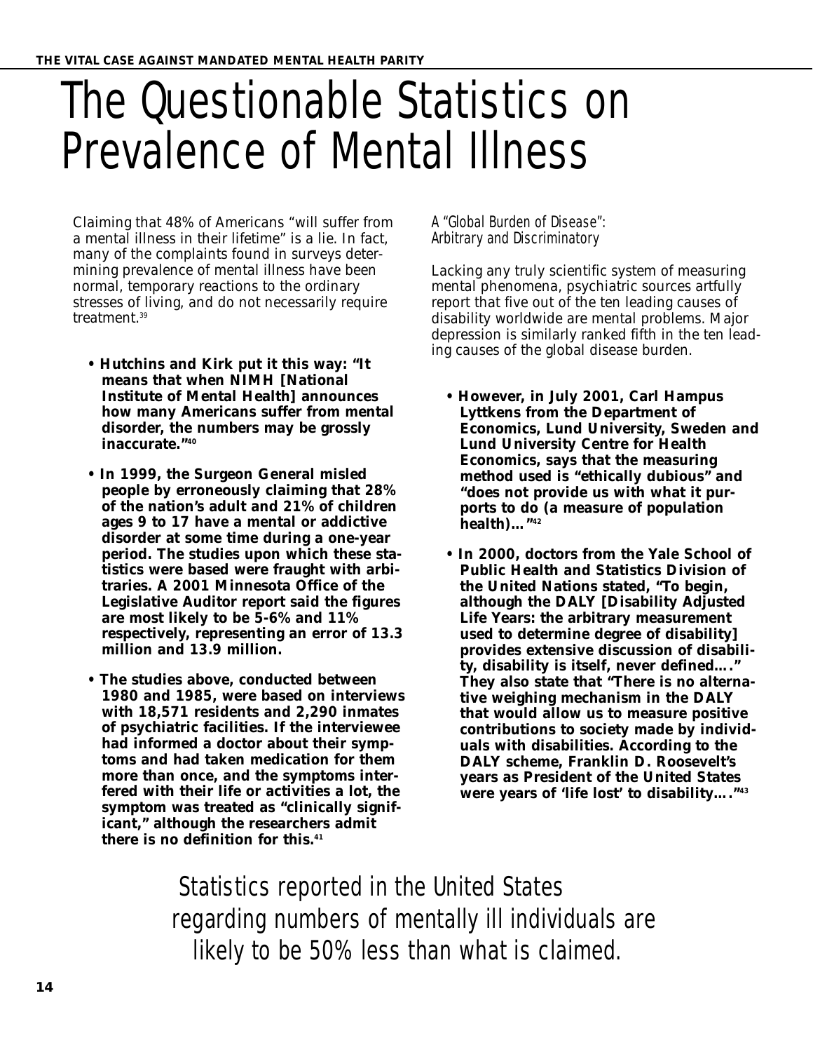# The Questionable Statistics on Prevalence of Mental Illness

Claiming that 48% of Americans "will suffer from a mental illness in their lifetime" is a lie. In fact, many of the complaints found in surveys determining prevalence of mental illness have been normal, temporary reactions to the ordinary stresses of living, and do not necessarily require treatment.[39]

- **Hutchins and Kirk put it this way: "It means that when NIMH [National Institute of Mental Health] announces how many Americans suffer from mental disorder, the numbers may be grossly inaccurate."[40]**
- **In 1999, the Surgeon General misled people by erroneously claiming that 28% of the nation's adult and 21% of children ages 9 to 17 have a mental or addictive disorder at some time during a one-year period. The studies upon which these statistics were based were fraught with arbitraries. A 2001 Minnesota Office of the Legislative Auditor report said the figures are most likely to be 5-6% and 11% respectively, representing an error of 13.3 million and 13.9 million.**
- **The studies above, conducted between 1980 and 1985, were based on interviews with 18,571 residents and 2,290 inmates of psychiatric facilities. If the interviewee had informed a doctor about their symptoms and had taken medication for them more than once, and the symptoms interfered with their life or activities a lot, the symptom was treated as "clinically significant," although the researchers admit there is no definition for this.[41]**

*A "Global Burden of Disease": Arbitrary and Discriminatory*

Lacking any truly scientific system of measuring mental phenomena, psychiatric sources artfully report that five out of the ten leading causes of disability worldwide are mental problems. Major depression is similarly ranked fifth in the ten leading causes of the global disease burden.

- **However, in July 2001, Carl Hampus Lyttkens from the Department of Economics, Lund University, Sweden and Lund University Centre for Health Economics, says that the measuring method used is "ethically dubious" and "does not provide us with what it purports to do (a measure of population health)…"[42]**
- **In 2000, doctors from the Yale School of Public Health and Statistics Division of the United Nations stated, "To begin, although the DALY [Disability Adjusted Life Years: the arbitrary measurement used to determine degree of disability] provides extensive discussion of disability, disability is itself, never defined…." They also state that "There is no alternative weighing mechanism in the DALY that would allow us to measure positive contributions to society made by individuals with disabilities. According to the DALY scheme, Franklin D. Roosevelt's years as President of the United States were years of 'life lost' to disability…."[43]**

Statistics reported in the United States regarding numbers of mentally ill individuals are likely to be 50% less than what is claimed.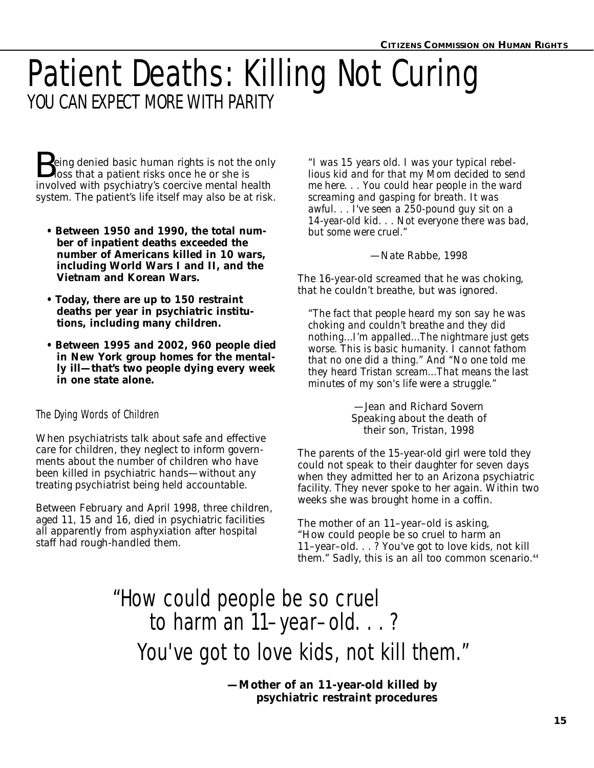# Patient Deaths: Killing Not Curing

## YOU CAN EXPECT MORE WITH PARITY

Being denied basic human rights is not the only loss that a patient risks once he or she is involved with psychiatry's coercive mental health system. The patient's life itself may also be at risk.

- **Between 1950 and 1990, the total number of inpatient deaths exceeded the number of Americans killed in 10 wars, including World Wars I and II, and the Vietnam and Korean Wars.**
- **Today, there are up to 150 restraint deaths per year in psychiatric institutions, including many children.**
- **Between 1995 and 2002, 960 people died in New York group homes for the mentally ill—that's two people dying every week in one state alone.**

### The Dying Words of Children

When psychiatrists talk about safe and effective care for children, they neglect to inform governments about the number of children who have been killed in psychiatric hands—without any treating psychiatrist being held accountable.

Between February and April 1998, three children, aged 11, 15 and 16, died in psychiatric facilities all apparently from asphyxiation after hospital staff had rough-handled them.

> *"I was 15 years old. I was your typical rebellious kid and for that my Mom decided to send me here. . . You could hear people in the ward screaming and gasping for breath. It was awful. . . I've seen a 250-pound guy sit on a 14-year-old kid. . . Not everyone there was bad, but some were cruel."*
>
> —Nate Rabbe, 1998

The 16-year-old screamed that he was choking, that he couldn't breathe, but was ignored.

> *"The fact that people heard my son say he was choking and couldn't breathe and they did nothing...I'm appalled...The nightmare just gets worse. This is basic humanity. I cannot fathom that no one did a thing." And "No one told me they heard Tristan scream...That means the last minutes of my son's life were a struggle."*
>
> —Jean and Richard Sovern
> Speaking about the death of their son, Tristan, 1998

The parents of the 15-year-old girl were told they could not speak to their daughter for seven days when they admitted her to an Arizona psychiatric facility. They never spoke to her again. Within two weeks she was brought home in a coffin.

The mother of an 11–year–old is asking, "How could people be so cruel to harm an 11–year–old. . . ? You've got to love kids, not kill them." Sadly, this is an all too common scenario.[44]

> "How could people be so cruel to harm an 11–year–old. . . ? You've got to love kids, not kill them."
>
> **—Mother of an 11-year-old killed by psychiatric restraint procedures**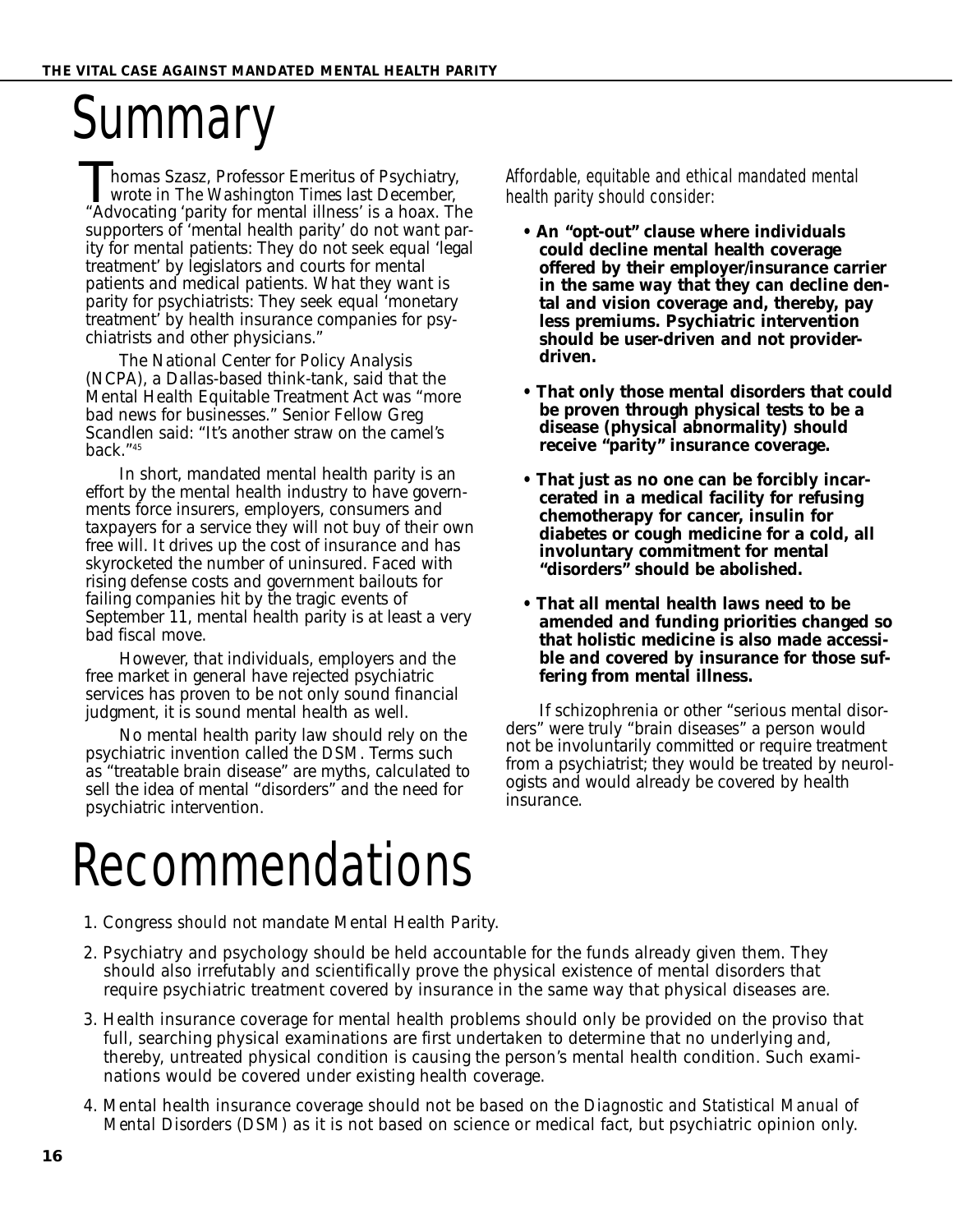# Summary

Thomas Szasz, Professor Emeritus of Psychiatry, wrote in *The Washington Times* last December, "Advocating 'parity for mental illness' is a hoax. The supporters of 'mental health parity' do not want parity for mental patients: They do not seek equal 'legal treatment' by legislators and courts for mental patients and medical patients. What they want is parity for psychiatrists: They seek equal 'monetary treatment' by health insurance companies for psychiatrists and other physicians."

The National Center for Policy Analysis (NCPA), a Dallas-based think-tank, said that the Mental Health Equitable Treatment Act was "more bad news for businesses." Senior Fellow Greg Scandlen said: "It's another straw on the camel's back."[45]

In short, mandated mental health parity is an effort by the mental health industry to have governments force insurers, employers, consumers and taxpayers for a service they will not buy of their own free will. It drives up the cost of insurance and has skyrocketed the number of uninsured. Faced with rising defense costs and government bailouts for failing companies hit by the tragic events of September 11, mental health parity is at least a very bad fiscal move.

However, that individuals, employers and the free market in general have rejected psychiatric services has proven to be not only sound financial judgment, it is sound mental health as well.

No mental health parity law should rely on the psychiatric invention called the DSM. Terms such as "treatable brain disease" are myths, calculated to sell the idea of mental "disorders" and the need for psychiatric intervention.

*Affordable, equitable and ethical mandated mental health parity should consider:*

- **An "opt-out" clause where individuals could decline mental health coverage offered by their employer/insurance carrier in the same way that they can decline dental and vision coverage and, thereby, pay less premiums. Psychiatric intervention should be user-driven and not provider-driven.**
- **That only those mental disorders that could be proven through physical tests to be a disease (physical abnormality) should receive "parity" insurance coverage.**
- **That just as no one can be forcibly incarcerated in a medical facility for refusing chemotherapy for cancer, insulin for diabetes or cough medicine for a cold, all involuntary commitment for mental "disorders" should be abolished.**
- **That all mental health laws need to be amended and funding priorities changed so that holistic medicine is also made accessible and covered by insurance for those suffering from mental illness.**

If schizophrenia or other "serious mental disorders" were truly "brain diseases" a person would not be involuntarily committed or require treatment from a psychiatrist; they would be treated by neurologists and would already be covered by health insurance.

# Recommendations

1. Congress should not mandate Mental Health Parity.
2. Psychiatry and psychology should be held accountable for the funds already given them. They should also irrefutably and scientifically prove the physical existence of mental disorders that require psychiatric treatment covered by insurance in the same way that physical diseases are.
3. Health insurance coverage for mental health problems should only be provided on the proviso that full, searching physical examinations are first undertaken to determine that no underlying and, thereby, untreated physical condition is causing the person's mental health condition. Such examinations would be covered under existing health coverage.
4. Mental health insurance coverage should not be based on the *Diagnostic and Statistical Manual of Mental Disorders* (DSM) as it is not based on science or medical fact, but psychiatric opinion only.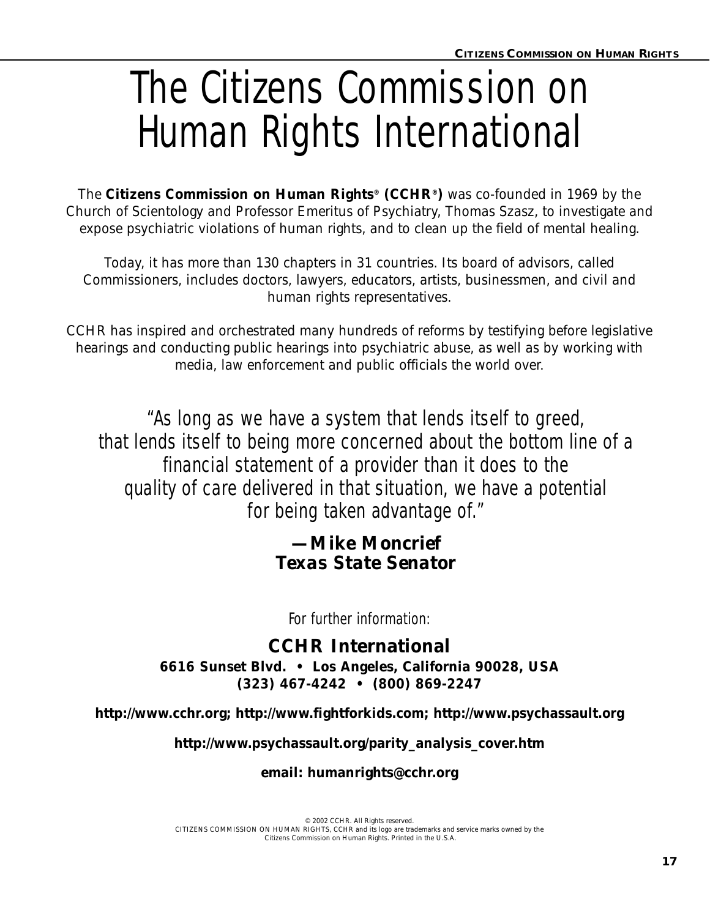# The Citizens Commission on Human Rights International

The **Citizens Commission on Human Rights® (CCHR®)** was co-founded in 1969 by the Church of Scientology and Professor Emeritus of Psychiatry, Thomas Szasz, to investigate and expose psychiatric violations of human rights, and to clean up the field of mental healing.

Today, it has more than 130 chapters in 31 countries. Its board of advisors, called Commissioners, includes doctors, lawyers, educators, artists, businessmen, and civil and human rights representatives.

CCHR has inspired and orchestrated many hundreds of reforms by testifying before legislative hearings and conducting public hearings into psychiatric abuse, as well as by working with media, law enforcement and public officials the world over.

*"As long as we have a system that lends itself to greed, that lends itself to being more concerned about the bottom line of a financial statement of a provider than it does to the quality of care delivered in that situation, we have a potential for being taken advantage of."*

**— Mike Moncrief**
***Texas State Senator***

*For further information:*

**CCHR International**
**6616 Sunset Blvd. • Los Angeles, California 90028, USA**
**(323) 467-4242 • (800) 869-2247**

**http://www.cchr.org; http://www.fightforkids.com; http://www.psychassault.org**

**http://www.psychassault.org/parity_analysis_cover.htm**

**email: humanrights@cchr.org**

© 2002 CCHR. All Rights reserved.
CITIZENS COMMISSION ON HUMAN RIGHTS, CCHR and its logo are trademarks and service marks owned by the Citizens Commission on Human Rights. Printed in the U.S.A.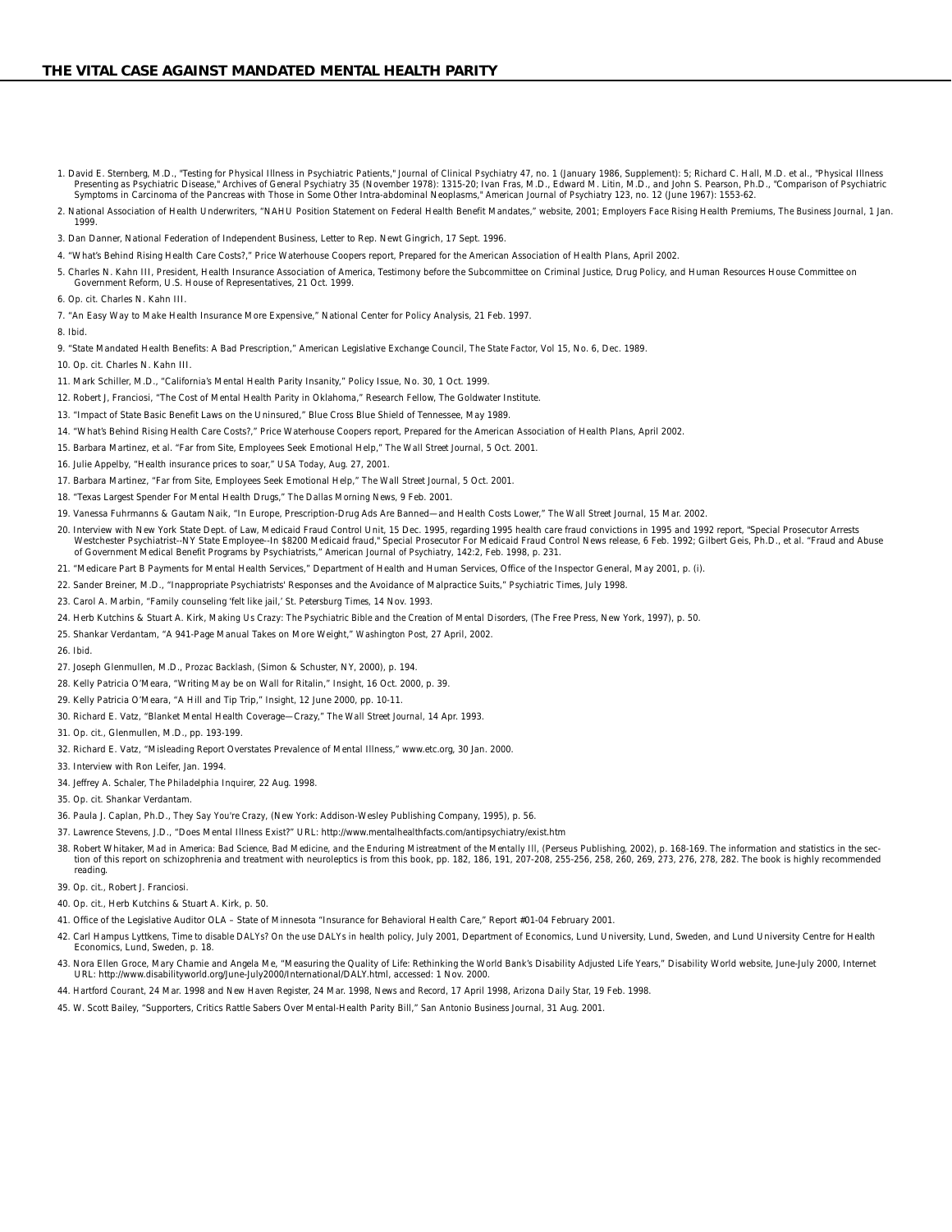1. David E. Sternberg, M.D., "Testing for Physical Illness in Psychiatric Patients," Journal of Clinical Psychiatry 47, no. 1 (January 1986, Supplement): 5; Richard C. Hall, M.D. et al., "Physical Illness Presenting as Psychiatric Disease," Archives of General Psychiatry 35 (November 1978): 1315-20; Ivan Fras, M.D., Edward M. Litin, M.D., and John S. Pearson, Ph.D., "Comparison of Psychiatric Symptoms in Carcinoma of the Pancreas with Those in Some Other Intra-abdominal Neoplasms," American Journal of Psychiatry 123, no. 12 (June 1967): 1553-62.

2. National Association of Health Underwriters, "NAHU Position Statement on Federal Health Benefit Mandates," website, 2001; Employers Face Rising Health Premiums, The Business Journal, 1 Jan. 1999.

3. Dan Danner, National Federation of Independent Business, Letter to Rep. Newt Gingrich, 17 Sept. 1996.

4. "What's Behind Rising Health Care Costs?," Price Waterhouse Coopers report, Prepared for the American Association of Health Plans, April 2002.

5. Charles N. Kahn III, President, Health Insurance Association of America, Testimony before the Subcommittee on Criminal Justice, Drug Policy, and Human Resources House Committee on Government Reform, U.S. House of Representatives, 21 Oct. 1999.

6. Op. cit. Charles N. Kahn III.

7. "An Easy Way to Make Health Insurance More Expensive," National Center for Policy Analysis, 21 Feb. 1997.

8. Ibid.

9. "State Mandated Health Benefits: A Bad Prescription," American Legislative Exchange Council, The State Factor, Vol 15, No. 6, Dec. 1989.

10. Op. cit. Charles N. Kahn III.

11. Mark Schiller, M.D., "California's Mental Health Parity Insanity," Policy Issue, No. 30, 1 Oct. 1999.

12. Robert J. Franciosi, "The Cost of Mental Health Parity in Oklahoma," Research Fellow, The Goldwater Institute.

13. "Impact of State Basic Benefit Laws on the Uninsured," Blue Cross Blue Shield of Tennessee, May 1989.

14. "What's Behind Rising Health Care Costs?," Price Waterhouse Coopers report, Prepared for the American Association of Health Plans, April 2002.

15. Barbara Martinez, et al. "Far from Site, Employees Seek Emotional Help," The Wall Street Journal, 5 Oct. 2001.

16. Julie Appelby, "Health insurance prices to soar," USA Today, Aug. 27, 2001.

17. Barbara Martinez, "Far from Site, Employees Seek Emotional Help," The Wall Street Journal, 5 Oct. 2001.

18. "Texas Largest Spender For Mental Health Drugs," The Dallas Morning News, 9 Feb. 2001.

19. Vanessa Fuhrmanns & Gautam Naik, "In Europe, Prescription-Drug Ads Are Banned—and Health Costs Lower," The Wall Street Journal, 15 Mar. 2002.

20. Interview with New York State Dept. of Law, Medicaid Fraud Control Unit, 15 Dec. 1995, regarding 1995 health care fraud convictions in 1995 and 1992 report, "Special Prosecutor Arrests Westchester Psychiatrist--NY State Employee--In $8200 Medicaid fraud," Special Prosecutor For Medicaid Fraud Control News release, 6 Feb. 1992; Gilbert Geis, Ph.D., et al. "Fraud and Abuse of Government Medical Benefit Programs by Psychiatrists," American Journal of Psychiatry, 142:2, Feb. 1998, p. 231.

21. "Medicare Part B Payments for Mental Health Services," Department of Health and Human Services, Office of the Inspector General, May 2001, p. (i).

22. Sander Breiner, M.D., "Inappropriate Psychiatrists' Responses and the Avoidance of Malpractice Suits," Psychiatric Times, July 1998.

23. Carol A. Marbin, "Family counseling 'felt like jail,' St. Petersburg Times, 14 Nov. 1993.

24. Herb Kutchins & Stuart A. Kirk, Making Us Crazy: The Psychiatric Bible and the Creation of Mental Disorders, (The Free Press, New York, 1997), p. 50.

25. Shankar Verdantam, "A 941-Page Manual Takes on More Weight," Washington Post, 27 April, 2002.

26. Ibid.

27. Joseph Glenmullen, M.D., Prozac Backlash, (Simon & Schuster, NY, 2000), p. 194.

28. Kelly Patricia O'Meara, "Writing May be on Wall for Ritalin," Insight, 16 Oct. 2000, p. 39.

29. Kelly Patricia O'Meara, "A Hill and Tip Trip," Insight, 12 June 2000, pp. 10-11.

30. Richard E. Vatz, "Blanket Mental Health Coverage—Crazy," The Wall Street Journal, 14 Apr. 1993.

31. Op. cit., Glenmullen, M.D., pp. 193-199.

32. Richard E. Vatz, "Misleading Report Overstates Prevalence of Mental Illness," www.etc.org, 30 Jan. 2000.

33. Interview with Ron Leifer, Jan. 1994.

34. Jeffrey A. Schaler, The Philadelphia Inquirer, 22 Aug. 1998.

35. Op. cit. Shankar Verdantam.

36. Paula J. Caplan, Ph.D., They Say You're Crazy, (New York: Addison-Wesley Publishing Company, 1995), p. 56.

37. Lawrence Stevens, J.D., "Does Mental Illness Exist?" URL: http://www.mentalhealthfacts.com/antipsychiatry/exist.htm

38. Robert Whitaker, Mad in America: Bad Science, Bad Medicine, and the Enduring Mistreatment of the Mentally Ill, (Perseus Publishing, 2002), p. 168-169. The information and statistics in the section of this report on schizophrenia and treatment with neuroleptics is from this book, pp. 182, 186, 191, 207-208, 255-256, 258, 260, 269, 273, 276, 278, 282. The book is highly recommended reading.

39. Op. cit., Robert J. Franciosi.

40. Op. cit., Herb Kutchins & Stuart A. Kirk, p. 50.

41. Office of the Legislative Auditor OLA – State of Minnesota "Insurance for Behavioral Health Care," Report #01-04 February 2001.

42. Carl Hampus Lyttkens, Time to disable DALYs? On the use DALYs in health policy, July 2001, Department of Economics, Lund University, Lund, Sweden, and Lund University Centre for Health Economics, Lund, Sweden, p. 18.

43. Nora Ellen Groce, Mary Chamie and Angela Me, "Measuring the Quality of Life: Rethinking the World Bank's Disability Adjusted Life Years," Disability World website, June-July 2000, Internet URL: http://www.disabilityworld.org/June-July2000/International/DALY.html, accessed: 1 Nov. 2000.

44. Hartford Courant, 24 Mar. 1998 and New Haven Register, 24 Mar. 1998, News and Record, 17 April 1998, Arizona Daily Star, 19 Feb. 1998.

45. W. Scott Bailey, "Supporters, Critics Rattle Sabers Over Mental-Health Parity Bill," San Antonio Business Journal, 31 Aug. 2001.